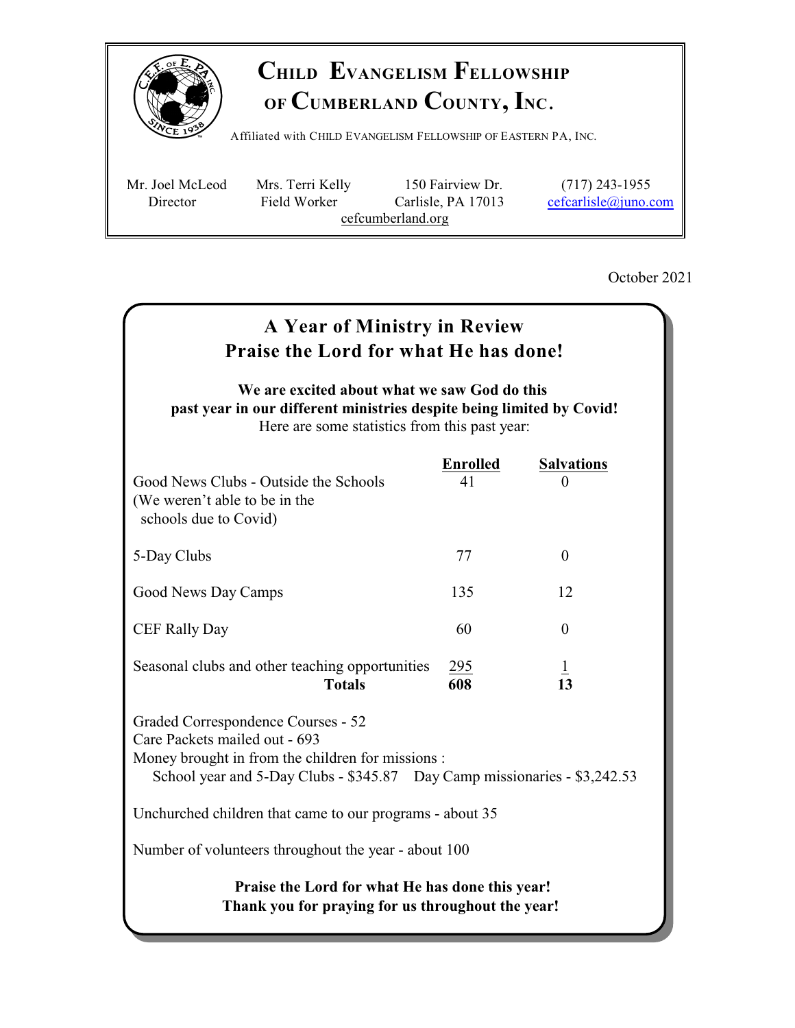# Child Evangelism Fellowship of Cumberland County, Inc.

Affiliated with Child Evangelism Fellowship of Eastern PA, Inc.

Mr. Joel McLeod, Director
Mrs. Terri Kelly, Field Worker
150 Fairview Dr.
Carlisle, PA 17013
(717) 243-1955
cefcarlisle@juno.com
cefcumberland.org

October 2021

## A Year of Ministry in Review
## Praise the Lord for what He has done!

**We are excited about what we saw God do this past year in our different ministries despite being limited by Covid!**
Here are some statistics from this past year:

| | Enrolled | Salvations |
|---|---|---|
| Good News Clubs - Outside the Schools (We weren't able to be in the schools due to Covid) | 41 | 0 |
| 5-Day Clubs | 77 | 0 |
| Good News Day Camps | 135 | 12 |
| CEF Rally Day | 60 | 0 |
| Seasonal clubs and other teaching opportunities | 295 | 1 |
| **Totals** | **608** | **13** |

Graded Correspondence Courses - 52
Care Packets mailed out - 693
Money brought in from the children for missions :
School year and 5-Day Clubs - $345.87 Day Camp missionaries - $3,242.53

Unchurched children that came to our programs - about 35

Number of volunteers throughout the year - about 100

**Praise the Lord for what He has done this year!**
**Thank you for praying for us throughout the year!**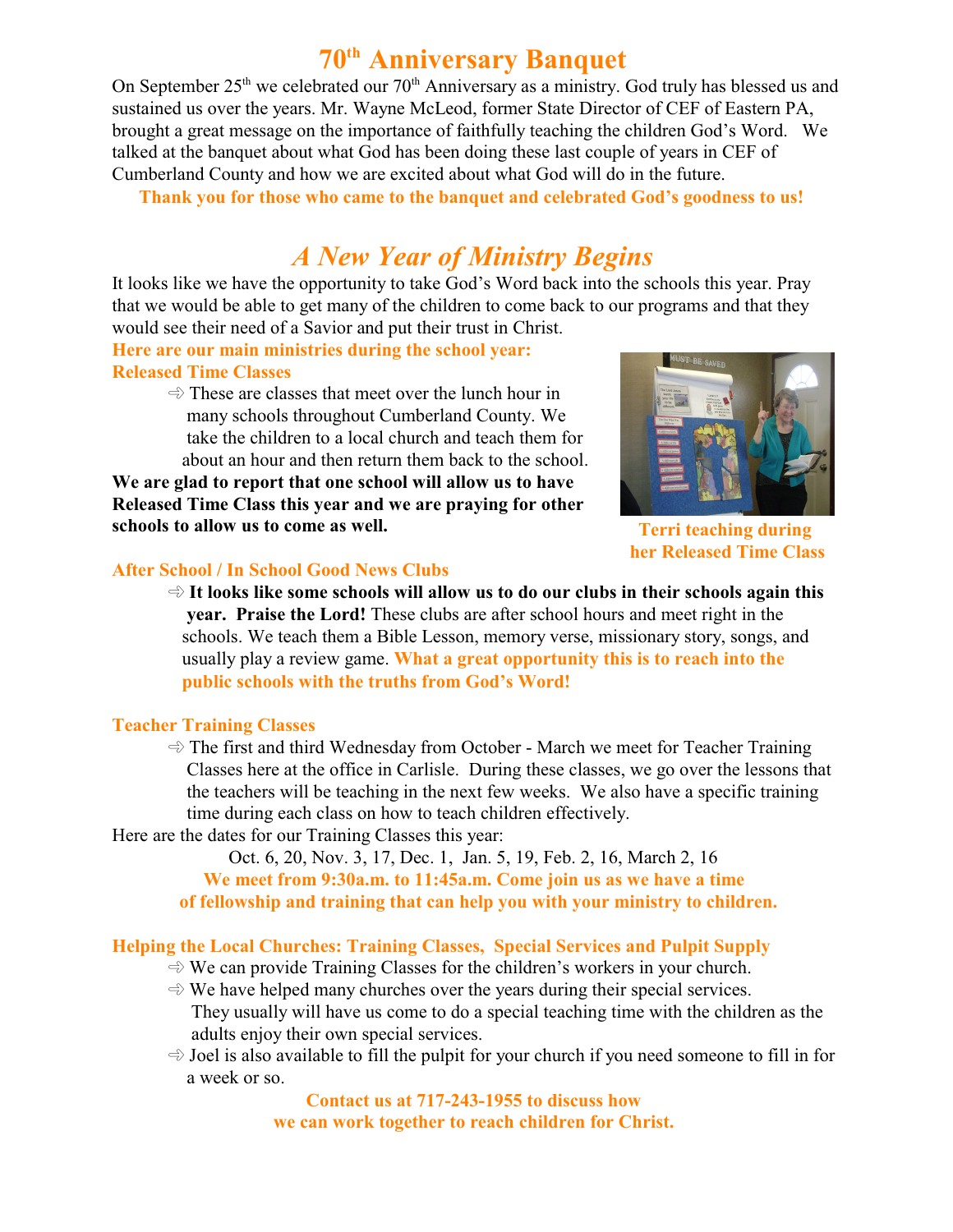# 70th Anniversary Banquet

On September 25th we celebrated our 70th Anniversary as a ministry. God truly has blessed us and sustained us over the years. Mr. Wayne McLeod, former State Director of CEF of Eastern PA, brought a great message on the importance of faithfully teaching the children God's Word. We talked at the banquet about what God has been doing these last couple of years in CEF of Cumberland County and how we are excited about what God will do in the future.

**Thank you for those who came to the banquet and celebrated God's goodness to us!**

# *A New Year of Ministry Begins*

It looks like we have the opportunity to take God's Word back into the schools this year. Pray that we would be able to get many of the children to come back to our programs and that they would see their need of a Savior and put their trust in Christ.

**Here are our main ministries during the school year:**

**Released Time Classes**

- These are classes that meet over the lunch hour in many schools throughout Cumberland County. We take the children to a local church and teach them for about an hour and then return them back to the school.

**We are glad to report that one school will allow us to have Released Time Class this year and we are praying for other schools to allow us to come as well.**

**Terri teaching during her Released Time Class**

**After School / In School Good News Clubs**

- **It looks like some schools will allow us to do our clubs in their schools again this year. Praise the Lord!** These clubs are after school hours and meet right in the schools. We teach them a Bible Lesson, memory verse, missionary story, songs, and usually play a review game. **What a great opportunity this is to reach into the public schools with the truths from God's Word!**

**Teacher Training Classes**

- The first and third Wednesday from October - March we meet for Teacher Training Classes here at the office in Carlisle. During these classes, we go over the lessons that the teachers will be teaching in the next few weeks. We also have a specific training time during each class on how to teach children effectively.

Here are the dates for our Training Classes this year:

Oct. 6, 20, Nov. 3, 17, Dec. 1, Jan. 5, 19, Feb. 2, 16, March 2, 16

**We meet from 9:30a.m. to 11:45a.m. Come join us as we have a time of fellowship and training that can help you with your ministry to children.**

**Helping the Local Churches: Training Classes, Special Services and Pulpit Supply**

- We can provide Training Classes for the children's workers in your church.
- We have helped many churches over the years during their special services. They usually will have us come to do a special teaching time with the children as the adults enjoy their own special services.
- Joel is also available to fill the pulpit for your church if you need someone to fill in for a week or so.

**Contact us at 717-243-1955 to discuss how we can work together to reach children for Christ.**